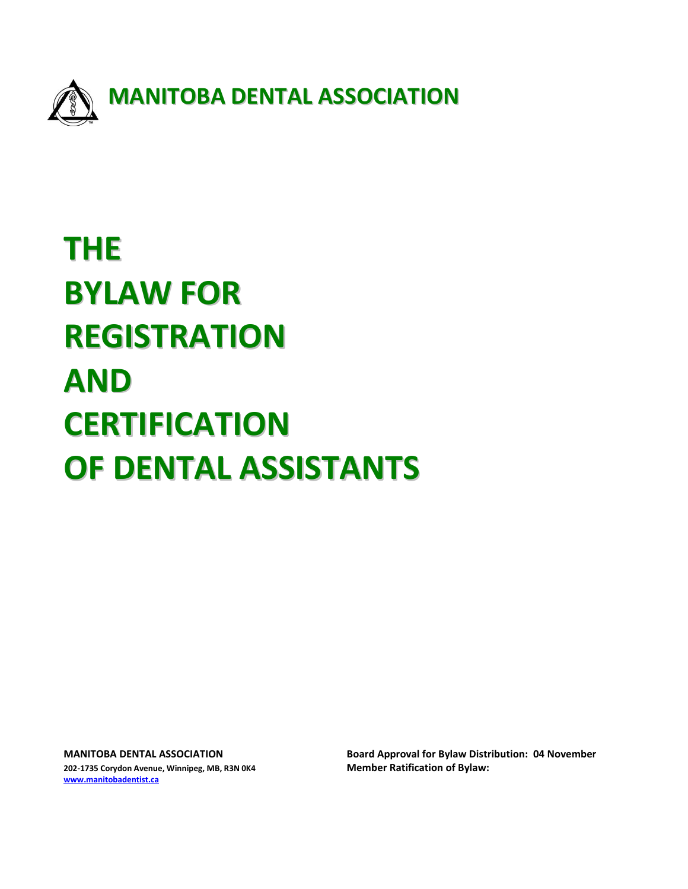**MANITOBA DENTAL ASSOCIATION**

# THE
# BYLAW FOR
# REGISTRATION
# AND
# CERTIFICATION
# OF DENTAL ASSISTANTS

**MANITOBA DENTAL ASSOCIATION**
**202-1735 Corydon Avenue, Winnipeg, MB, R3N 0K4**
**www.manitobadentist.ca**

**Board Approval for Bylaw Distribution: 04 November**
**Member Ratification of Bylaw:**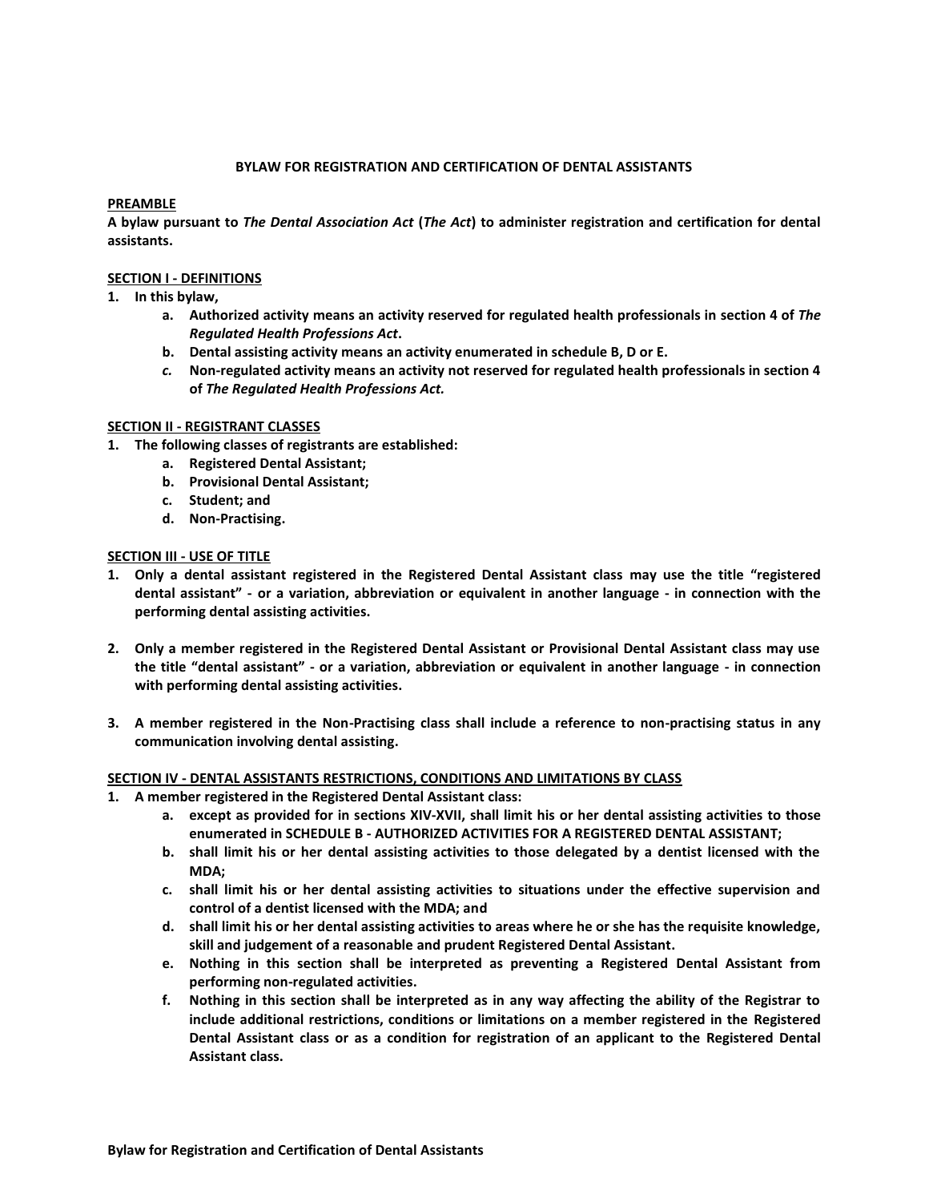**BYLAW FOR REGISTRATION AND CERTIFICATION OF DENTAL ASSISTANTS**

**PREAMBLE**

**A bylaw pursuant to *The Dental Association Act* (*The Act*) to administer registration and certification for dental assistants.**

**SECTION I - DEFINITIONS**

1. **In this bylaw,**
   a. **Authorized activity means an activity reserved for regulated health professionals in section 4 of *The Regulated Health Professions Act*.**
   b. **Dental assisting activity means an activity enumerated in schedule B, D or E.**
   c. **Non-regulated activity means an activity not reserved for regulated health professionals in section 4 of *The Regulated Health Professions Act.***

**SECTION II - REGISTRANT CLASSES**

1. **The following classes of registrants are established:**
   a. **Registered Dental Assistant;**
   b. **Provisional Dental Assistant;**
   c. **Student; and**
   d. **Non-Practising.**

**SECTION III - USE OF TITLE**

1. **Only a dental assistant registered in the Registered Dental Assistant class may use the title "registered dental assistant" - or a variation, abbreviation or equivalent in another language - in connection with the performing dental assisting activities.**

2. **Only a member registered in the Registered Dental Assistant or Provisional Dental Assistant class may use the title "dental assistant" - or a variation, abbreviation or equivalent in another language - in connection with performing dental assisting activities.**

3. **A member registered in the Non-Practising class shall include a reference to non-practising status in any communication involving dental assisting.**

**SECTION IV - DENTAL ASSISTANTS RESTRICTIONS, CONDITIONS AND LIMITATIONS BY CLASS**

1. **A member registered in the Registered Dental Assistant class:**
   a. **except as provided for in sections XIV-XVII, shall limit his or her dental assisting activities to those enumerated in SCHEDULE B - AUTHORIZED ACTIVITIES FOR A REGISTERED DENTAL ASSISTANT;**
   b. **shall limit his or her dental assisting activities to those delegated by a dentist licensed with the MDA;**
   c. **shall limit his or her dental assisting activities to situations under the effective supervision and control of a dentist licensed with the MDA; and**
   d. **shall limit his or her dental assisting activities to areas where he or she has the requisite knowledge, skill and judgement of a reasonable and prudent Registered Dental Assistant.**
   e. **Nothing in this section shall be interpreted as preventing a Registered Dental Assistant from performing non-regulated activities.**
   f. **Nothing in this section shall be interpreted as in any way affecting the ability of the Registrar to include additional restrictions, conditions or limitations on a member registered in the Registered Dental Assistant class or as a condition for registration of an applicant to the Registered Dental Assistant class.**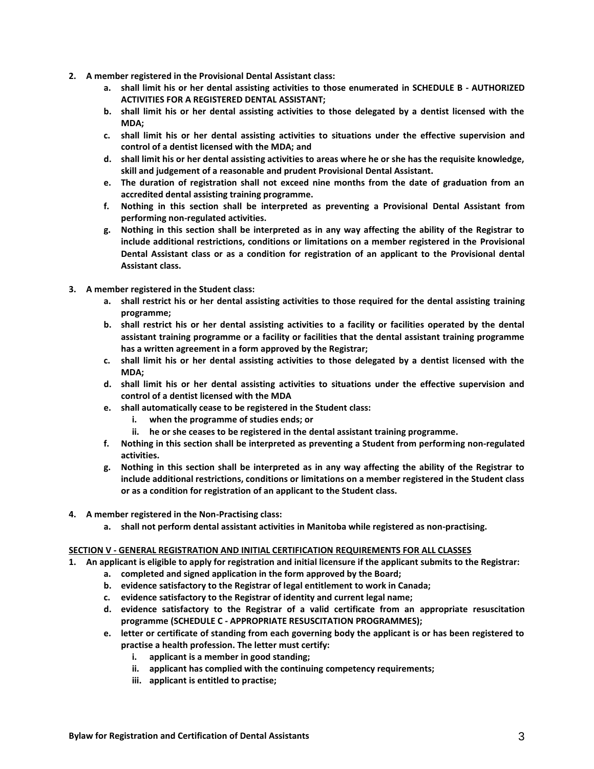2. **A member registered in the Provisional Dental Assistant class:**
    a. **shall limit his or her dental assisting activities to those enumerated in SCHEDULE B - AUTHORIZED ACTIVITIES FOR A REGISTERED DENTAL ASSISTANT;**
    b. **shall limit his or her dental assisting activities to those delegated by a dentist licensed with the MDA;**
    c. **shall limit his or her dental assisting activities to situations under the effective supervision and control of a dentist licensed with the MDA; and**
    d. **shall limit his or her dental assisting activities to areas where he or she has the requisite knowledge, skill and judgement of a reasonable and prudent Provisional Dental Assistant.**
    e. **The duration of registration shall not exceed nine months from the date of graduation from an accredited dental assisting training programme.**
    f. **Nothing in this section shall be interpreted as preventing a Provisional Dental Assistant from performing non-regulated activities.**
    g. **Nothing in this section shall be interpreted as in any way affecting the ability of the Registrar to include additional restrictions, conditions or limitations on a member registered in the Provisional Dental Assistant class or as a condition for registration of an applicant to the Provisional dental Assistant class.**

3. **A member registered in the Student class:**
    a. **shall restrict his or her dental assisting activities to those required for the dental assisting training programme;**
    b. **shall restrict his or her dental assisting activities to a facility or facilities operated by the dental assistant training programme or a facility or facilities that the dental assistant training programme has a written agreement in a form approved by the Registrar;**
    c. **shall limit his or her dental assisting activities to those delegated by a dentist licensed with the MDA;**
    d. **shall limit his or her dental assisting activities to situations under the effective supervision and control of a dentist licensed with the MDA**
    e. **shall automatically cease to be registered in the Student class:**
        i. **when the programme of studies ends; or**
        ii. **he or she ceases to be registered in the dental assistant training programme.**
    f. **Nothing in this section shall be interpreted as preventing a Student from performing non-regulated activities.**
    g. **Nothing in this section shall be interpreted as in any way affecting the ability of the Registrar to include additional restrictions, conditions or limitations on a member registered in the Student class or as a condition for registration of an applicant to the Student class.**

4. **A member registered in the Non-Practising class:**
    a. **shall not perform dental assistant activities in Manitoba while registered as non-practising.**

**SECTION V - GENERAL REGISTRATION AND INITIAL CERTIFICATION REQUIREMENTS FOR ALL CLASSES**

1. **An applicant is eligible to apply for registration and initial licensure if the applicant submits to the Registrar:**
    a. **completed and signed application in the form approved by the Board;**
    b. **evidence satisfactory to the Registrar of legal entitlement to work in Canada;**
    c. **evidence satisfactory to the Registrar of identity and current legal name;**
    d. **evidence satisfactory to the Registrar of a valid certificate from an appropriate resuscitation programme (SCHEDULE C - APPROPRIATE RESUSCITATION PROGRAMMES);**
    e. **letter or certificate of standing from each governing body the applicant is or has been registered to practise a health profession. The letter must certify:**
        i. **applicant is a member in good standing;**
        ii. **applicant has complied with the continuing competency requirements;**
        iii. **applicant is entitled to practise;**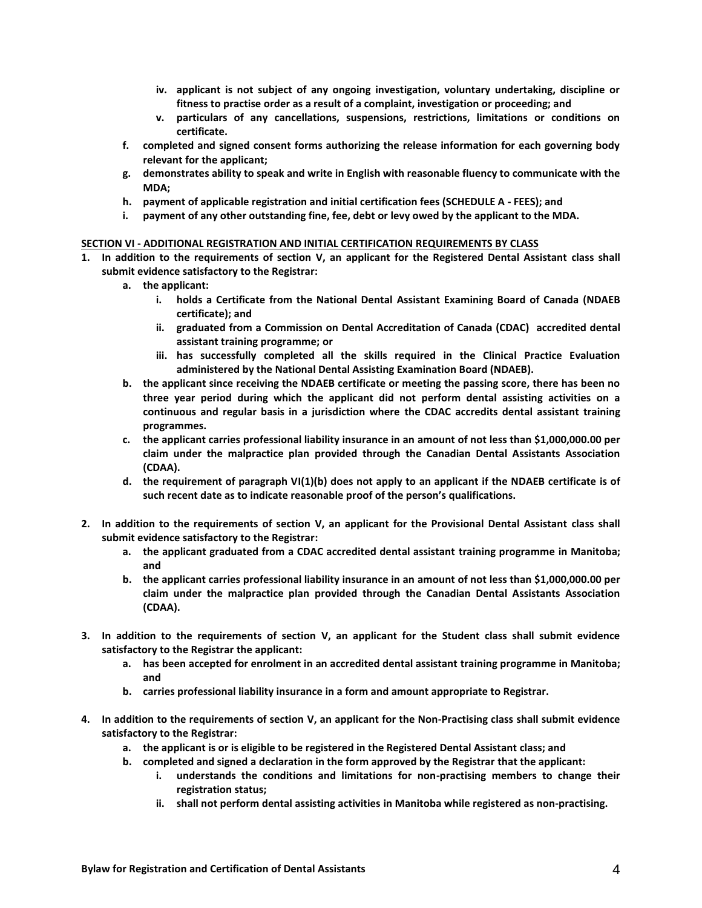iv. **applicant is not subject of any ongoing investigation, voluntary undertaking, discipline or fitness to practise order as a result of a complaint, investigation or proceeding; and**
   v. **particulars of any cancellations, suspensions, restrictions, limitations or conditions on certificate.**

f. **completed and signed consent forms authorizing the release information for each governing body relevant for the applicant;**
g. **demonstrates ability to speak and write in English with reasonable fluency to communicate with the MDA;**
h. **payment of applicable registration and initial certification fees (SCHEDULE A - FEES); and**
i. **payment of any other outstanding fine, fee, debt or levy owed by the applicant to the MDA.**

**SECTION VI - ADDITIONAL REGISTRATION AND INITIAL CERTIFICATION REQUIREMENTS BY CLASS**

1. **In addition to the requirements of section V, an applicant for the Registered Dental Assistant class shall submit evidence satisfactory to the Registrar:**
   a. **the applicant:**
      i. **holds a Certificate from the National Dental Assistant Examining Board of Canada (NDAEB certificate); and**
      ii. **graduated from a Commission on Dental Accreditation of Canada (CDAC) accredited dental assistant training programme; or**
      iii. **has successfully completed all the skills required in the Clinical Practice Evaluation administered by the National Dental Assisting Examination Board (NDAEB).**
   b. **the applicant since receiving the NDAEB certificate or meeting the passing score, there has been no three year period during which the applicant did not perform dental assisting activities on a continuous and regular basis in a jurisdiction where the CDAC accredits dental assistant training programmes.**
   c. **the applicant carries professional liability insurance in an amount of not less than $1,000,000.00 per claim under the malpractice plan provided through the Canadian Dental Assistants Association (CDAA).**
   d. **the requirement of paragraph VI(1)(b) does not apply to an applicant if the NDAEB certificate is of such recent date as to indicate reasonable proof of the person's qualifications.**

2. **In addition to the requirements of section V, an applicant for the Provisional Dental Assistant class shall submit evidence satisfactory to the Registrar:**
   a. **the applicant graduated from a CDAC accredited dental assistant training programme in Manitoba; and**
   b. **the applicant carries professional liability insurance in an amount of not less than $1,000,000.00 per claim under the malpractice plan provided through the Canadian Dental Assistants Association (CDAA).**

3. **In addition to the requirements of section V, an applicant for the Student class shall submit evidence satisfactory to the Registrar the applicant:**
   a. **has been accepted for enrolment in an accredited dental assistant training programme in Manitoba; and**
   b. **carries professional liability insurance in a form and amount appropriate to Registrar.**

4. **In addition to the requirements of section V, an applicant for the Non-Practising class shall submit evidence satisfactory to the Registrar:**
   a. **the applicant is or is eligible to be registered in the Registered Dental Assistant class; and**
   b. **completed and signed a declaration in the form approved by the Registrar that the applicant:**
      i. **understands the conditions and limitations for non-practising members to change their registration status;**
      ii. **shall not perform dental assisting activities in Manitoba while registered as non-practising.**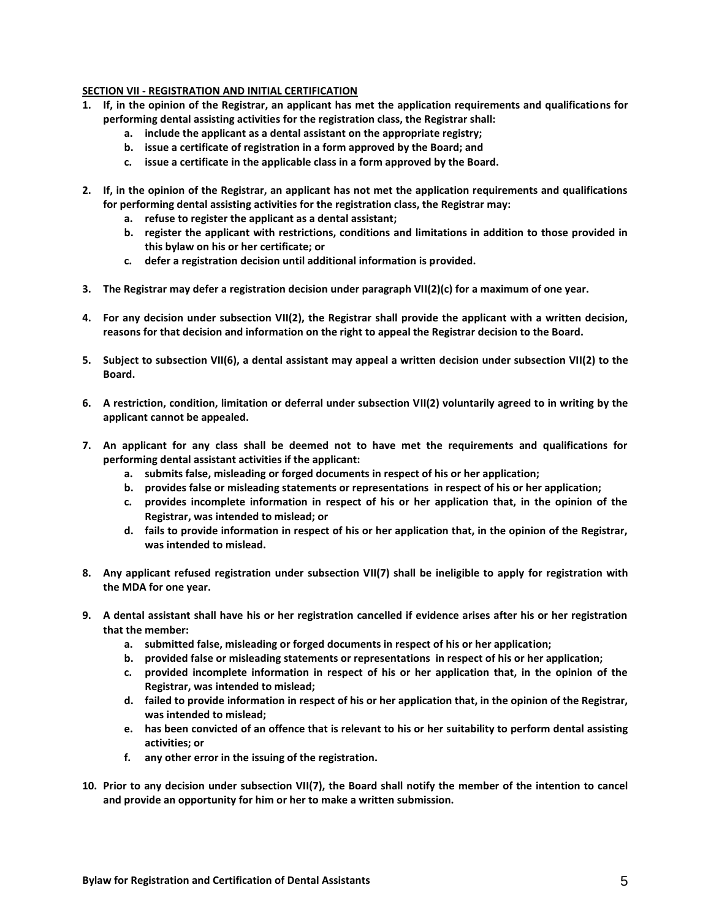**SECTION VII - REGISTRATION AND INITIAL CERTIFICATION**

1. **If, in the opinion of the Registrar, an applicant has met the application requirements and qualifications for performing dental assisting activities for the registration class, the Registrar shall:**
   a. **include the applicant as a dental assistant on the appropriate registry;**
   b. **issue a certificate of registration in a form approved by the Board; and**
   c. **issue a certificate in the applicable class in a form approved by the Board.**

2. **If, in the opinion of the Registrar, an applicant has not met the application requirements and qualifications for performing dental assisting activities for the registration class, the Registrar may:**
   a. **refuse to register the applicant as a dental assistant;**
   b. **register the applicant with restrictions, conditions and limitations in addition to those provided in this bylaw on his or her certificate; or**
   c. **defer a registration decision until additional information is provided.**

3. **The Registrar may defer a registration decision under paragraph VII(2)(c) for a maximum of one year.**

4. **For any decision under subsection VII(2), the Registrar shall provide the applicant with a written decision, reasons for that decision and information on the right to appeal the Registrar decision to the Board.**

5. **Subject to subsection VII(6), a dental assistant may appeal a written decision under subsection VII(2) to the Board.**

6. **A restriction, condition, limitation or deferral under subsection VII(2) voluntarily agreed to in writing by the applicant cannot be appealed.**

7. **An applicant for any class shall be deemed not to have met the requirements and qualifications for performing dental assistant activities if the applicant:**
   a. **submits false, misleading or forged documents in respect of his or her application;**
   b. **provides false or misleading statements or representations in respect of his or her application;**
   c. **provides incomplete information in respect of his or her application that, in the opinion of the Registrar, was intended to mislead; or**
   d. **fails to provide information in respect of his or her application that, in the opinion of the Registrar, was intended to mislead.**

8. **Any applicant refused registration under subsection VII(7) shall be ineligible to apply for registration with the MDA for one year.**

9. **A dental assistant shall have his or her registration cancelled if evidence arises after his or her registration that the member:**
   a. **submitted false, misleading or forged documents in respect of his or her application;**
   b. **provided false or misleading statements or representations in respect of his or her application;**
   c. **provided incomplete information in respect of his or her application that, in the opinion of the Registrar, was intended to mislead;**
   d. **failed to provide information in respect of his or her application that, in the opinion of the Registrar, was intended to mislead;**
   e. **has been convicted of an offence that is relevant to his or her suitability to perform dental assisting activities; or**
   f. **any other error in the issuing of the registration.**

10. **Prior to any decision under subsection VII(7), the Board shall notify the member of the intention to cancel and provide an opportunity for him or her to make a written submission.**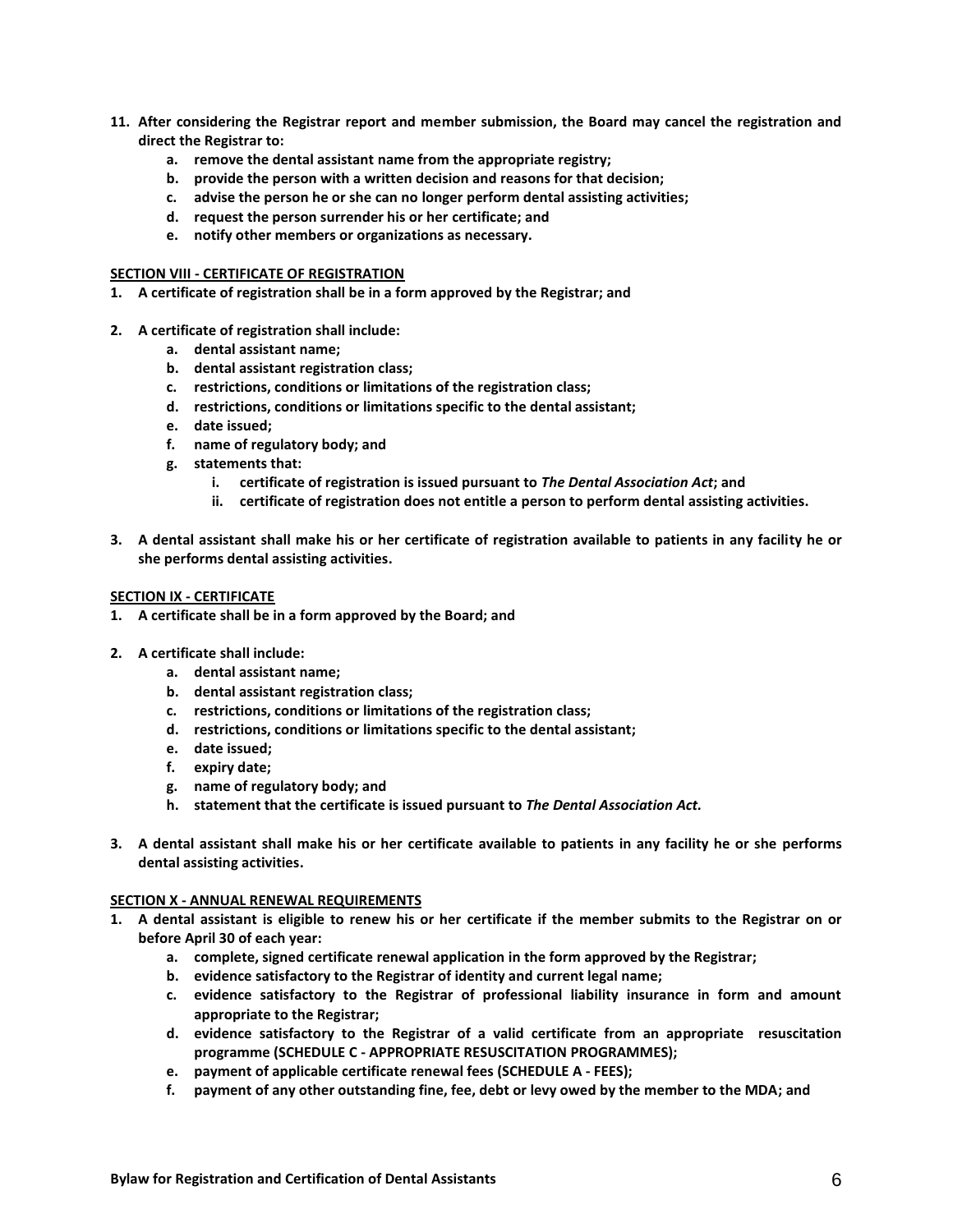11. **After considering the Registrar report and member submission, the Board may cancel the registration and direct the Registrar to:**
    a. **remove the dental assistant name from the appropriate registry;**
    b. **provide the person with a written decision and reasons for that decision;**
    c. **advise the person he or she can no longer perform dental assisting activities;**
    d. **request the person surrender his or her certificate; and**
    e. **notify other members or organizations as necessary.**

**SECTION VIII - CERTIFICATE OF REGISTRATION**

1. **A certificate of registration shall be in a form approved by the Registrar; and**

2. **A certificate of registration shall include:**
    a. **dental assistant name;**
    b. **dental assistant registration class;**
    c. **restrictions, conditions or limitations of the registration class;**
    d. **restrictions, conditions or limitations specific to the dental assistant;**
    e. **date issued;**
    f. **name of regulatory body; and**
    g. **statements that:**
        i. **certificate of registration is issued pursuant to *The Dental Association Act*; and**
        ii. **certificate of registration does not entitle a person to perform dental assisting activities.**

3. **A dental assistant shall make his or her certificate of registration available to patients in any facility he or she performs dental assisting activities.**

**SECTION IX - CERTIFICATE**

1. **A certificate shall be in a form approved by the Board; and**

2. **A certificate shall include:**
    a. **dental assistant name;**
    b. **dental assistant registration class;**
    c. **restrictions, conditions or limitations of the registration class;**
    d. **restrictions, conditions or limitations specific to the dental assistant;**
    e. **date issued;**
    f. **expiry date;**
    g. **name of regulatory body; and**
    h. **statement that the certificate is issued pursuant to *The Dental Association Act.***

3. **A dental assistant shall make his or her certificate available to patients in any facility he or she performs dental assisting activities.**

**SECTION X - ANNUAL RENEWAL REQUIREMENTS**

1. **A dental assistant is eligible to renew his or her certificate if the member submits to the Registrar on or before April 30 of each year:**
    a. **complete, signed certificate renewal application in the form approved by the Registrar;**
    b. **evidence satisfactory to the Registrar of identity and current legal name;**
    c. **evidence satisfactory to the Registrar of professional liability insurance in form and amount appropriate to the Registrar;**
    d. **evidence satisfactory to the Registrar of a valid certificate from an appropriate resuscitation programme (SCHEDULE C - APPROPRIATE RESUSCITATION PROGRAMMES);**
    e. **payment of applicable certificate renewal fees (SCHEDULE A - FEES);**
    f. **payment of any other outstanding fine, fee, debt or levy owed by the member to the MDA; and**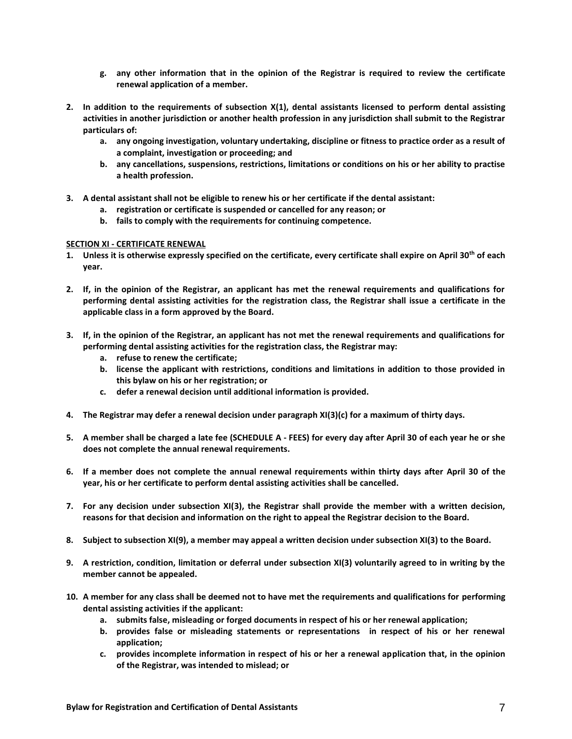g. **any other information that in the opinion of the Registrar is required to review the certificate renewal application of a member.**

2. **In addition to the requirements of subsection X(1), dental assistants licensed to perform dental assisting activities in another jurisdiction or another health profession in any jurisdiction shall submit to the Registrar particulars of:**
   a. **any ongoing investigation, voluntary undertaking, discipline or fitness to practice order as a result of a complaint, investigation or proceeding; and**
   b. **any cancellations, suspensions, restrictions, limitations or conditions on his or her ability to practise a health profession.**

3. **A dental assistant shall not be eligible to renew his or her certificate if the dental assistant:**
   a. **registration or certificate is suspended or cancelled for any reason; or**
   b. **fails to comply with the requirements for continuing competence.**

**SECTION XI - CERTIFICATE RENEWAL**

1. **Unless it is otherwise expressly specified on the certificate, every certificate shall expire on April 30th of each year.**

2. **If, in the opinion of the Registrar, an applicant has met the renewal requirements and qualifications for performing dental assisting activities for the registration class, the Registrar shall issue a certificate in the applicable class in a form approved by the Board.**

3. **If, in the opinion of the Registrar, an applicant has not met the renewal requirements and qualifications for performing dental assisting activities for the registration class, the Registrar may:**
   a. **refuse to renew the certificate;**
   b. **license the applicant with restrictions, conditions and limitations in addition to those provided in this bylaw on his or her registration; or**
   c. **defer a renewal decision until additional information is provided.**

4. **The Registrar may defer a renewal decision under paragraph XI(3)(c) for a maximum of thirty days.**

5. **A member shall be charged a late fee (SCHEDULE A - FEES) for every day after April 30 of each year he or she does not complete the annual renewal requirements.**

6. **If a member does not complete the annual renewal requirements within thirty days after April 30 of the year, his or her certificate to perform dental assisting activities shall be cancelled.**

7. **For any decision under subsection XI(3), the Registrar shall provide the member with a written decision, reasons for that decision and information on the right to appeal the Registrar decision to the Board.**

8. **Subject to subsection XI(9), a member may appeal a written decision under subsection XI(3) to the Board.**

9. **A restriction, condition, limitation or deferral under subsection XI(3) voluntarily agreed to in writing by the member cannot be appealed.**

10. **A member for any class shall be deemed not to have met the requirements and qualifications for performing dental assisting activities if the applicant:**
    a. **submits false, misleading or forged documents in respect of his or her renewal application;**
    b. **provides false or misleading statements or representations in respect of his or her renewal application;**
    c. **provides incomplete information in respect of his or her a renewal application that, in the opinion of the Registrar, was intended to mislead; or**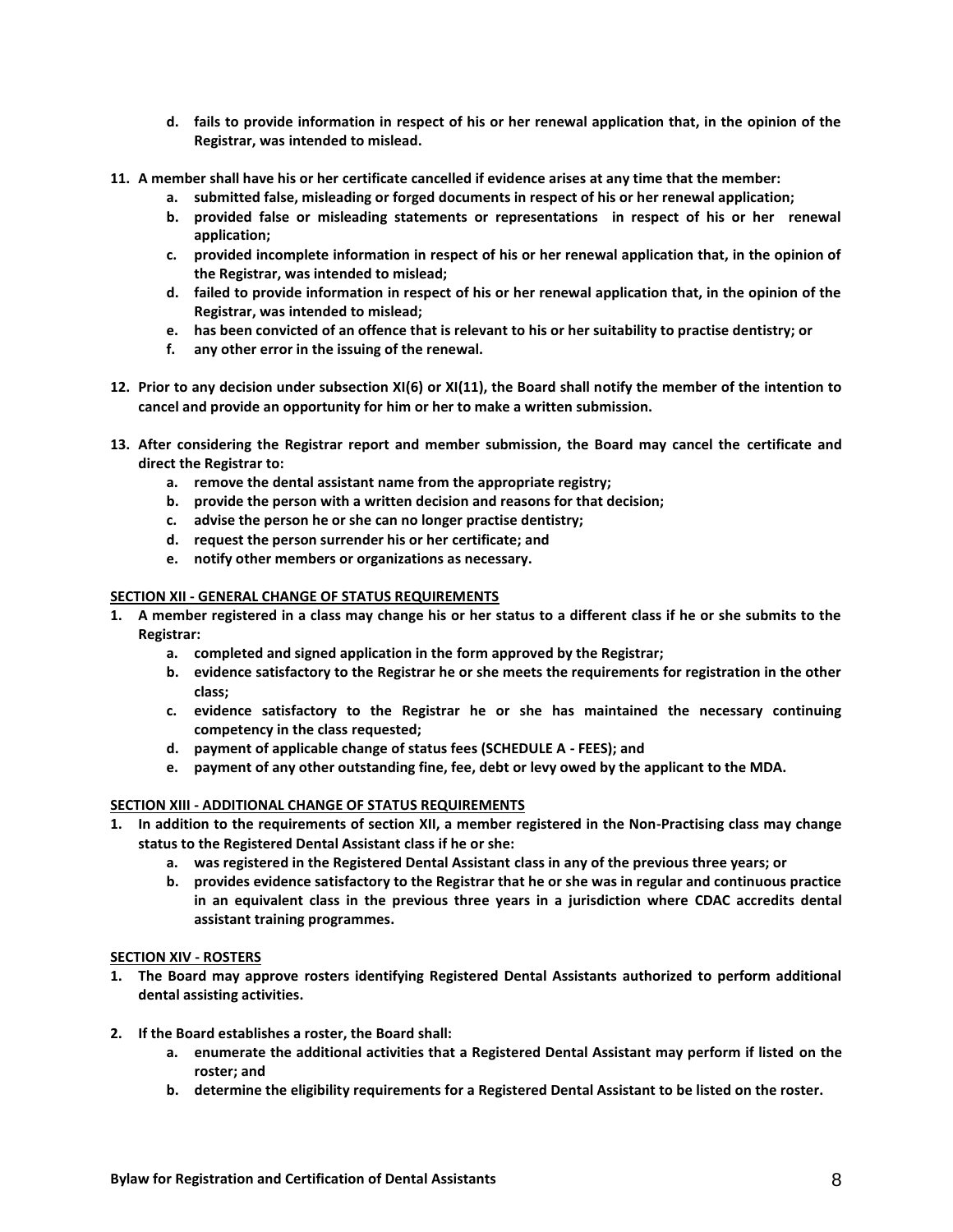**d. fails to provide information in respect of his or her renewal application that, in the opinion of the Registrar, was intended to mislead.**

**11. A member shall have his or her certificate cancelled if evidence arises at any time that the member:**

   **a. submitted false, misleading or forged documents in respect of his or her renewal application;**

   **b. provided false or misleading statements or representations in respect of his or her renewal application;**

   **c. provided incomplete information in respect of his or her renewal application that, in the opinion of the Registrar, was intended to mislead;**

   **d. failed to provide information in respect of his or her renewal application that, in the opinion of the Registrar, was intended to mislead;**

   **e. has been convicted of an offence that is relevant to his or her suitability to practise dentistry; or**

   **f. any other error in the issuing of the renewal.**

**12. Prior to any decision under subsection XI(6) or XI(11), the Board shall notify the member of the intention to cancel and provide an opportunity for him or her to make a written submission.**

**13. After considering the Registrar report and member submission, the Board may cancel the certificate and direct the Registrar to:**

   **a. remove the dental assistant name from the appropriate registry;**

   **b. provide the person with a written decision and reasons for that decision;**

   **c. advise the person he or she can no longer practise dentistry;**

   **d. request the person surrender his or her certificate; and**

   **e. notify other members or organizations as necessary.**

**SECTION XII - GENERAL CHANGE OF STATUS REQUIREMENTS**

**1. A member registered in a class may change his or her status to a different class if he or she submits to the Registrar:**

   **a. completed and signed application in the form approved by the Registrar;**

   **b. evidence satisfactory to the Registrar he or she meets the requirements for registration in the other class;**

   **c. evidence satisfactory to the Registrar he or she has maintained the necessary continuing competency in the class requested;**

   **d. payment of applicable change of status fees (SCHEDULE A - FEES); and**

   **e. payment of any other outstanding fine, fee, debt or levy owed by the applicant to the MDA.**

**SECTION XIII - ADDITIONAL CHANGE OF STATUS REQUIREMENTS**

**1. In addition to the requirements of section XII, a member registered in the Non-Practising class may change status to the Registered Dental Assistant class if he or she:**

   **a. was registered in the Registered Dental Assistant class in any of the previous three years; or**

   **b. provides evidence satisfactory to the Registrar that he or she was in regular and continuous practice in an equivalent class in the previous three years in a jurisdiction where CDAC accredits dental assistant training programmes.**

**SECTION XIV - ROSTERS**

**1. The Board may approve rosters identifying Registered Dental Assistants authorized to perform additional dental assisting activities.**

**2. If the Board establishes a roster, the Board shall:**

   **a. enumerate the additional activities that a Registered Dental Assistant may perform if listed on the roster; and**

   **b. determine the eligibility requirements for a Registered Dental Assistant to be listed on the roster.**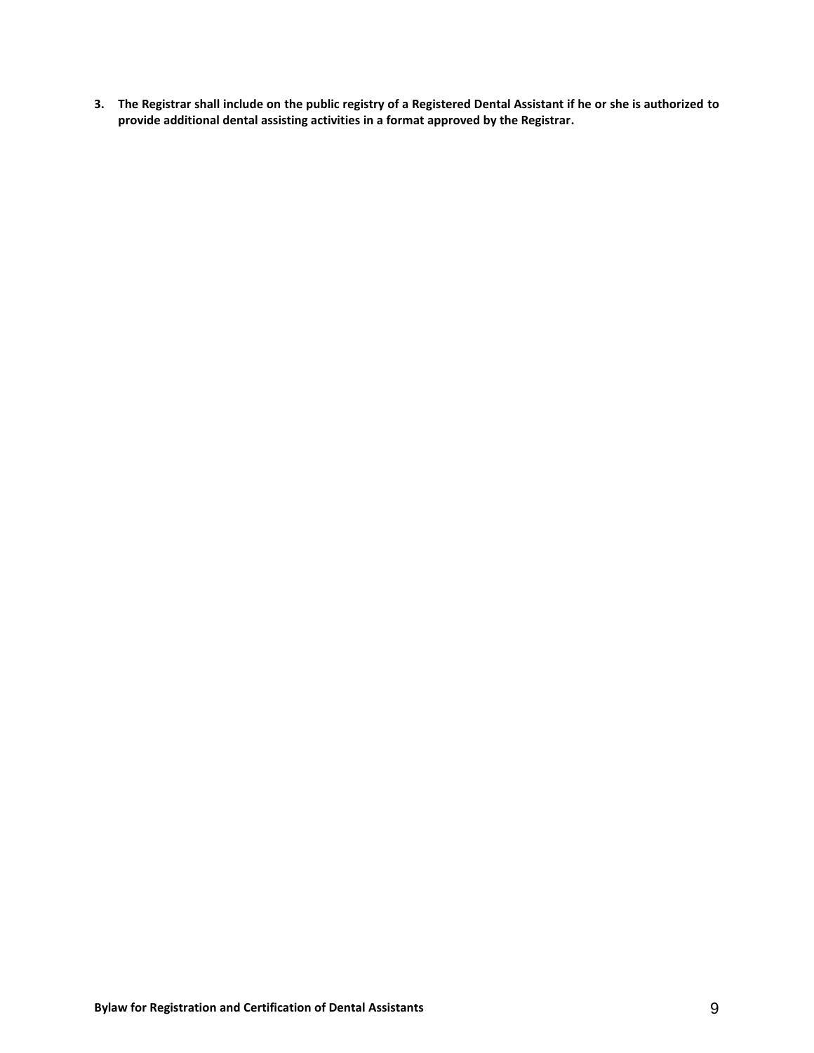3. **The Registrar shall include on the public registry of a Registered Dental Assistant if he or she is authorized to provide additional dental assisting activities in a format approved by the Registrar.**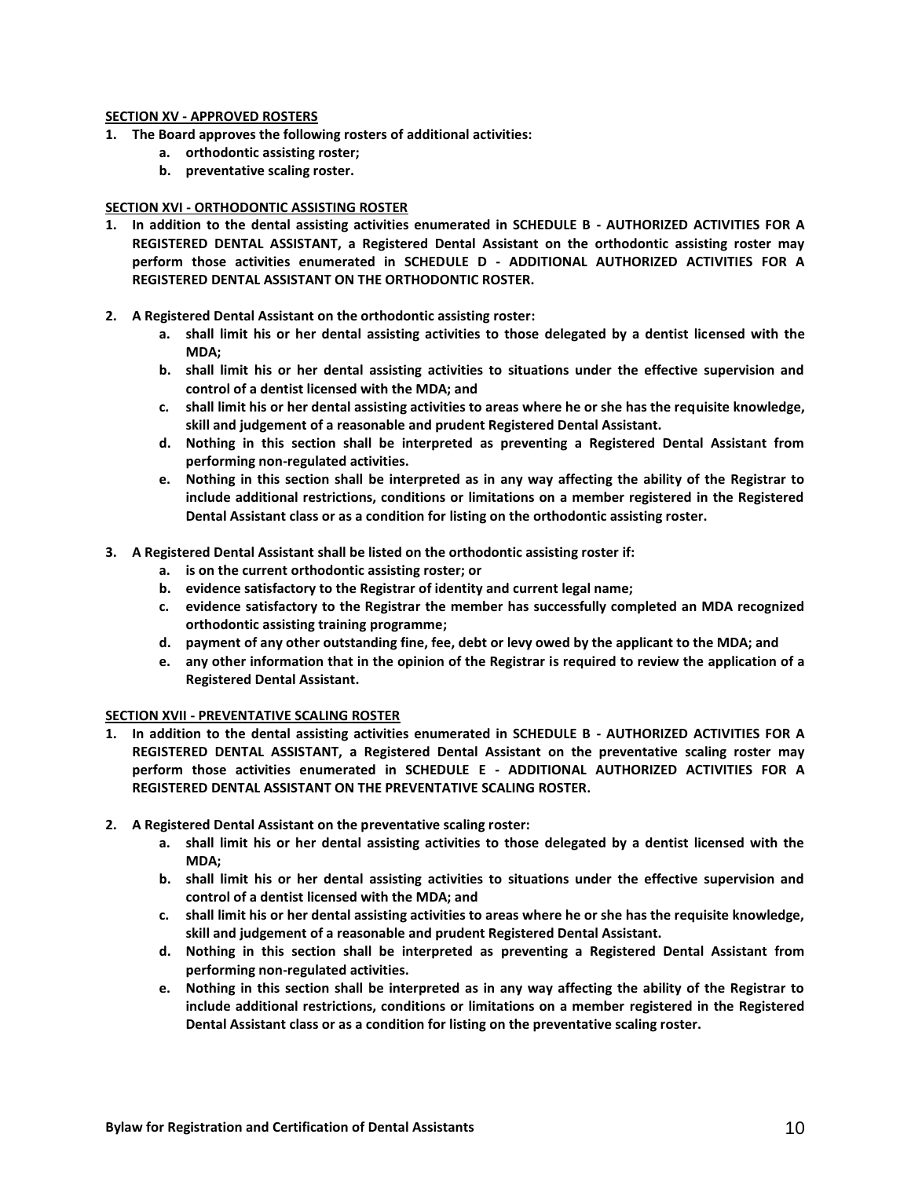**SECTION XV - APPROVED ROSTERS**

1. **The Board approves the following rosters of additional activities:**
   a. **orthodontic assisting roster;**
   b. **preventative scaling roster.**

**SECTION XVI - ORTHODONTIC ASSISTING ROSTER**

1. **In addition to the dental assisting activities enumerated in SCHEDULE B - AUTHORIZED ACTIVITIES FOR A REGISTERED DENTAL ASSISTANT, a Registered Dental Assistant on the orthodontic assisting roster may perform those activities enumerated in SCHEDULE D - ADDITIONAL AUTHORIZED ACTIVITIES FOR A REGISTERED DENTAL ASSISTANT ON THE ORTHODONTIC ROSTER.**

2. **A Registered Dental Assistant on the orthodontic assisting roster:**
   a. **shall limit his or her dental assisting activities to those delegated by a dentist licensed with the MDA;**
   b. **shall limit his or her dental assisting activities to situations under the effective supervision and control of a dentist licensed with the MDA; and**
   c. **shall limit his or her dental assisting activities to areas where he or she has the requisite knowledge, skill and judgement of a reasonable and prudent Registered Dental Assistant.**
   d. **Nothing in this section shall be interpreted as preventing a Registered Dental Assistant from performing non-regulated activities.**
   e. **Nothing in this section shall be interpreted as in any way affecting the ability of the Registrar to include additional restrictions, conditions or limitations on a member registered in the Registered Dental Assistant class or as a condition for listing on the orthodontic assisting roster.**

3. **A Registered Dental Assistant shall be listed on the orthodontic assisting roster if:**
   a. **is on the current orthodontic assisting roster; or**
   b. **evidence satisfactory to the Registrar of identity and current legal name;**
   c. **evidence satisfactory to the Registrar the member has successfully completed an MDA recognized orthodontic assisting training programme;**
   d. **payment of any other outstanding fine, fee, debt or levy owed by the applicant to the MDA; and**
   e. **any other information that in the opinion of the Registrar is required to review the application of a Registered Dental Assistant.**

**SECTION XVII - PREVENTATIVE SCALING ROSTER**

1. **In addition to the dental assisting activities enumerated in SCHEDULE B - AUTHORIZED ACTIVITIES FOR A REGISTERED DENTAL ASSISTANT, a Registered Dental Assistant on the preventative scaling roster may perform those activities enumerated in SCHEDULE E - ADDITIONAL AUTHORIZED ACTIVITIES FOR A REGISTERED DENTAL ASSISTANT ON THE PREVENTATIVE SCALING ROSTER.**

2. **A Registered Dental Assistant on the preventative scaling roster:**
   a. **shall limit his or her dental assisting activities to those delegated by a dentist licensed with the MDA;**
   b. **shall limit his or her dental assisting activities to situations under the effective supervision and control of a dentist licensed with the MDA; and**
   c. **shall limit his or her dental assisting activities to areas where he or she has the requisite knowledge, skill and judgement of a reasonable and prudent Registered Dental Assistant.**
   d. **Nothing in this section shall be interpreted as preventing a Registered Dental Assistant from performing non-regulated activities.**
   e. **Nothing in this section shall be interpreted as in any way affecting the ability of the Registrar to include additional restrictions, conditions or limitations on a member registered in the Registered Dental Assistant class or as a condition for listing on the preventative scaling roster.**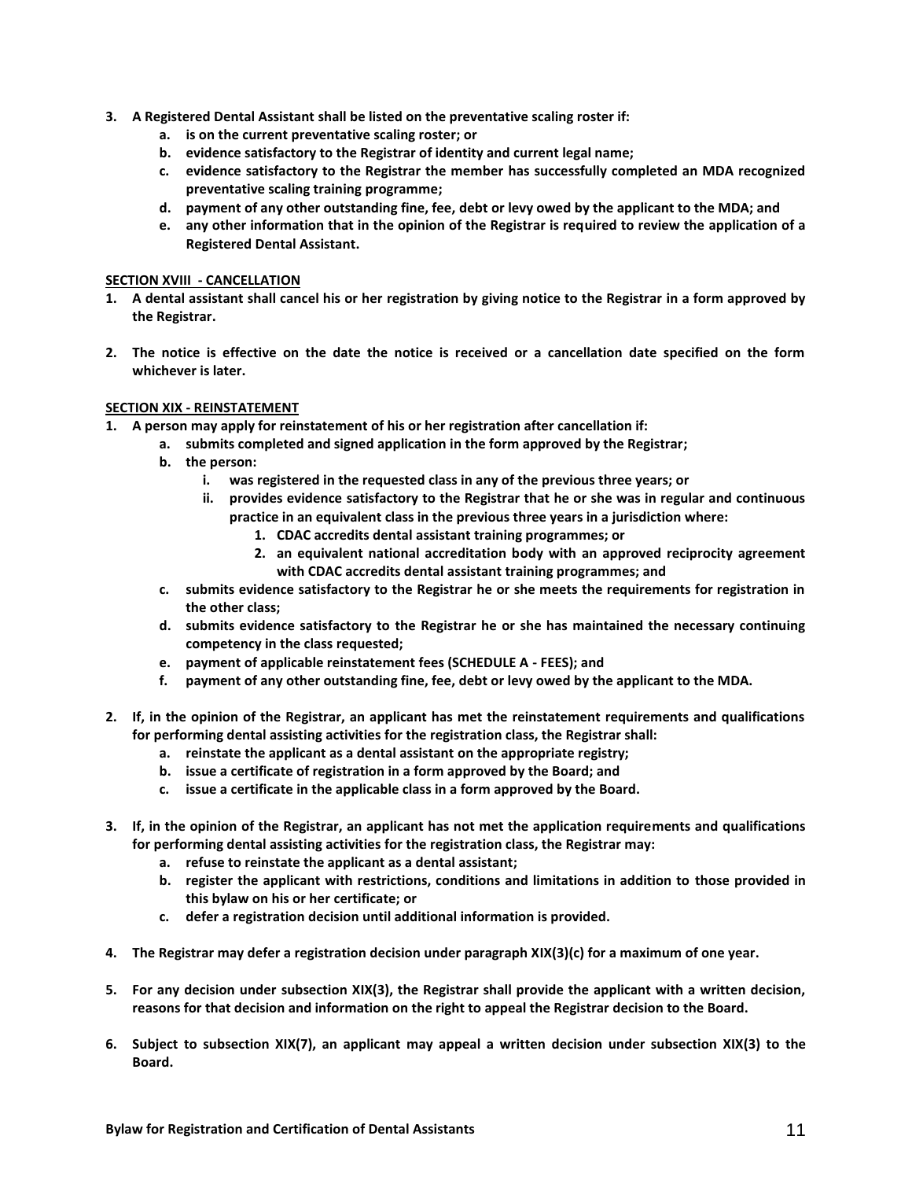**3. A Registered Dental Assistant shall be listed on the preventative scaling roster if:**

- **a. is on the current preventative scaling roster; or**
- **b. evidence satisfactory to the Registrar of identity and current legal name;**
- **c. evidence satisfactory to the Registrar the member has successfully completed an MDA recognized preventative scaling training programme;**
- **d. payment of any other outstanding fine, fee, debt or levy owed by the applicant to the MDA; and**
- **e. any other information that in the opinion of the Registrar is required to review the application of a Registered Dental Assistant.**

**SECTION XVIII - CANCELLATION**

**1. A dental assistant shall cancel his or her registration by giving notice to the Registrar in a form approved by the Registrar.**

**2. The notice is effective on the date the notice is received or a cancellation date specified on the form whichever is later.**

**SECTION XIX - REINSTATEMENT**

**1. A person may apply for reinstatement of his or her registration after cancellation if:**

- **a. submits completed and signed application in the form approved by the Registrar;**
- **b. the person:**
  - **i. was registered in the requested class in any of the previous three years; or**
  - **ii. provides evidence satisfactory to the Registrar that he or she was in regular and continuous practice in an equivalent class in the previous three years in a jurisdiction where:**
    - **1. CDAC accredits dental assistant training programmes; or**
    - **2. an equivalent national accreditation body with an approved reciprocity agreement with CDAC accredits dental assistant training programmes; and**
- **c. submits evidence satisfactory to the Registrar he or she meets the requirements for registration in the other class;**
- **d. submits evidence satisfactory to the Registrar he or she has maintained the necessary continuing competency in the class requested;**
- **e. payment of applicable reinstatement fees (SCHEDULE A - FEES); and**
- **f. payment of any other outstanding fine, fee, debt or levy owed by the applicant to the MDA.**

**2. If, in the opinion of the Registrar, an applicant has met the reinstatement requirements and qualifications for performing dental assisting activities for the registration class, the Registrar shall:**

- **a. reinstate the applicant as a dental assistant on the appropriate registry;**
- **b. issue a certificate of registration in a form approved by the Board; and**
- **c. issue a certificate in the applicable class in a form approved by the Board.**

**3. If, in the opinion of the Registrar, an applicant has not met the application requirements and qualifications for performing dental assisting activities for the registration class, the Registrar may:**

- **a. refuse to reinstate the applicant as a dental assistant;**
- **b. register the applicant with restrictions, conditions and limitations in addition to those provided in this bylaw on his or her certificate; or**
- **c. defer a registration decision until additional information is provided.**

**4. The Registrar may defer a registration decision under paragraph XIX(3)(c) for a maximum of one year.**

**5. For any decision under subsection XIX(3), the Registrar shall provide the applicant with a written decision, reasons for that decision and information on the right to appeal the Registrar decision to the Board.**

**6. Subject to subsection XIX(7), an applicant may appeal a written decision under subsection XIX(3) to the Board.**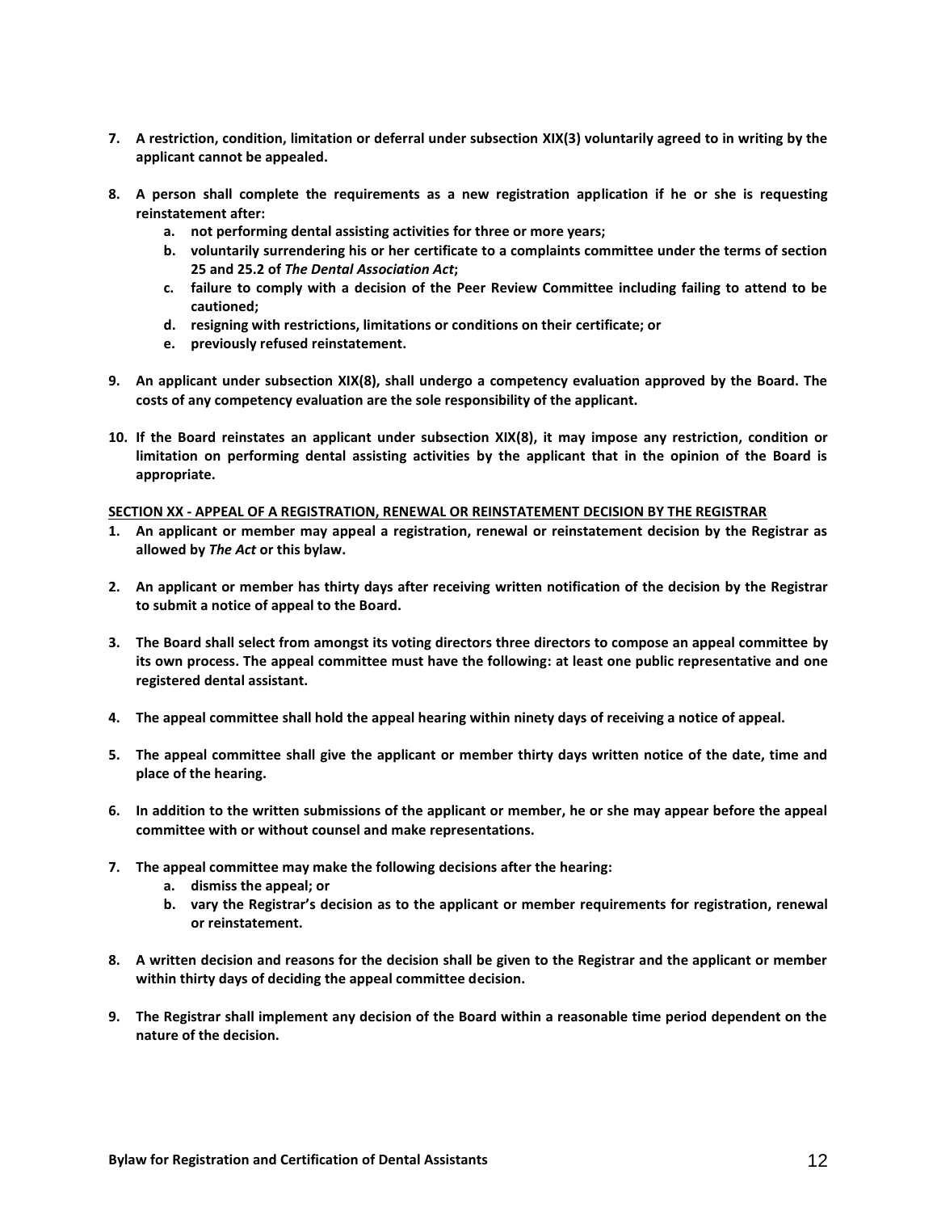**7. A restriction, condition, limitation or deferral under subsection XIX(3) voluntarily agreed to in writing by the applicant cannot be appealed.**

**8. A person shall complete the requirements as a new registration application if he or she is requesting reinstatement after:**

   **a. not performing dental assisting activities for three or more years;**

   **b. voluntarily surrendering his or her certificate to a complaints committee under the terms of section 25 and 25.2 of *The Dental Association Act*;**

   **c. failure to comply with a decision of the Peer Review Committee including failing to attend to be cautioned;**

   **d. resigning with restrictions, limitations or conditions on their certificate; or**

   **e. previously refused reinstatement.**

**9. An applicant under subsection XIX(8), shall undergo a competency evaluation approved by the Board. The costs of any competency evaluation are the sole responsibility of the applicant.**

**10. If the Board reinstates an applicant under subsection XIX(8), it may impose any restriction, condition or limitation on performing dental assisting activities by the applicant that in the opinion of the Board is appropriate.**

**SECTION XX - APPEAL OF A REGISTRATION, RENEWAL OR REINSTATEMENT DECISION BY THE REGISTRAR**

**1. An applicant or member may appeal a registration, renewal or reinstatement decision by the Registrar as allowed by *The Act* or this bylaw.**

**2. An applicant or member has thirty days after receiving written notification of the decision by the Registrar to submit a notice of appeal to the Board.**

**3. The Board shall select from amongst its voting directors three directors to compose an appeal committee by its own process. The appeal committee must have the following: at least one public representative and one registered dental assistant.**

**4. The appeal committee shall hold the appeal hearing within ninety days of receiving a notice of appeal.**

**5. The appeal committee shall give the applicant or member thirty days written notice of the date, time and place of the hearing.**

**6. In addition to the written submissions of the applicant or member, he or she may appear before the appeal committee with or without counsel and make representations.**

**7. The appeal committee may make the following decisions after the hearing:**

   **a. dismiss the appeal; or**

   **b. vary the Registrar's decision as to the applicant or member requirements for registration, renewal or reinstatement.**

**8. A written decision and reasons for the decision shall be given to the Registrar and the applicant or member within thirty days of deciding the appeal committee decision.**

**9. The Registrar shall implement any decision of the Board within a reasonable time period dependent on the nature of the decision.**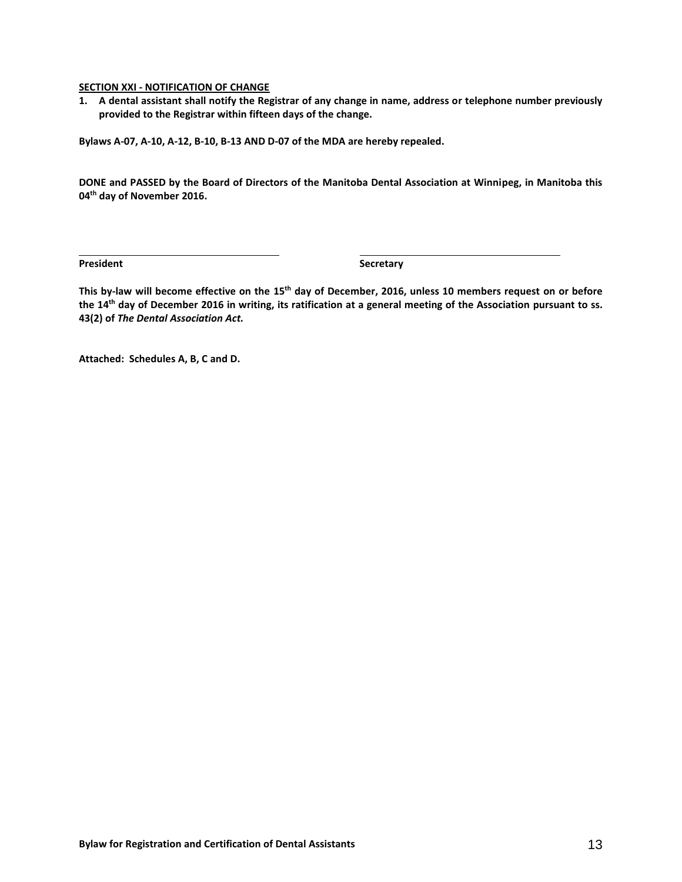**SECTION XXI - NOTIFICATION OF CHANGE**

1. **A dental assistant shall notify the Registrar of any change in name, address or telephone number previously provided to the Registrar within fifteen days of the change.**

**Bylaws A-07, A-10, A-12, B-10, B-13 AND D-07 of the MDA are hereby repealed.**

**DONE and PASSED by the Board of Directors of the Manitoba Dental Association at Winnipeg, in Manitoba this 04th day of November 2016.**

| **President** | **Secretary** |
|---|---|

**This by-law will become effective on the 15th day of December, 2016, unless 10 members request on or before the 14th day of December 2016 in writing, its ratification at a general meeting of the Association pursuant to ss. 43(2) of *The Dental Association Act.***

**Attached: Schedules A, B, C and D.**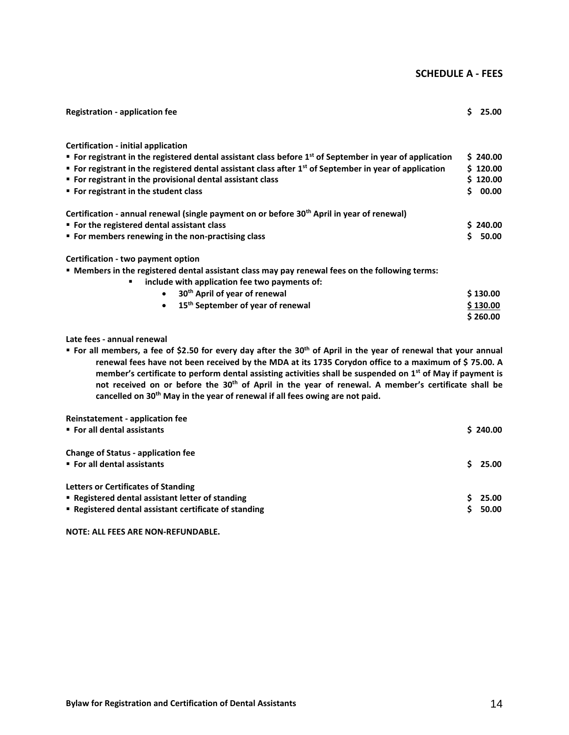## SCHEDULE A - FEES

| | |
|---|---|
| **Registration - application fee** | **$ 25.00** |
| | |
| **Certification - initial application** | |
| ▪ **For registrant in the registered dental assistant class before 1st of September in year of application** | **$ 240.00** |
| ▪ **For registrant in the registered dental assistant class after 1st of September in year of application** | **$ 120.00** |
| ▪ **For registrant in the provisional dental assistant class** | **$ 120.00** |
| ▪ **For registrant in the student class** | **$ 00.00** |
| | |
| **Certification - annual renewal (single payment on or before 30th April in year of renewal)** | |
| ▪ **For the registered dental assistant class** | **$ 240.00** |
| ▪ **For members renewing in the non-practising class** | **$ 50.00** |
| | |
| **Certification - two payment option** | |
| ▪ **Members in the registered dental assistant class may pay renewal fees on the following terms:** | |
| &nbsp;&nbsp;&nbsp;&nbsp;▪ **include with application fee two payments of:** | |
| &nbsp;&nbsp;&nbsp;&nbsp;&nbsp;&nbsp;&nbsp;&nbsp;• **30th April of year of renewal** | **$ 130.00** |
| &nbsp;&nbsp;&nbsp;&nbsp;&nbsp;&nbsp;&nbsp;&nbsp;• **15th September of year of renewal** | **$ 130.00** |
| | **$ 260.00** |

**Late fees - annual renewal**

▪ **For all members, a fee of $2.50 for every day after the 30th of April in the year of renewal that your annual renewal fees have not been received by the MDA at its 1735 Corydon office to a maximum of $ 75.00. A member's certificate to perform dental assisting activities shall be suspended on 1st of May if payment is not received on or before the 30th of April in the year of renewal. A member's certificate shall be cancelled on 30th May in the year of renewal if all fees owing are not paid.**

| | |
|---|---|
| **Reinstatement - application fee** | |
| ▪ **For all dental assistants** | **$ 240.00** |
| | |
| **Change of Status - application fee** | |
| ▪ **For all dental assistants** | **$ 25.00** |
| | |
| **Letters or Certificates of Standing** | |
| ▪ **Registered dental assistant letter of standing** | **$ 25.00** |
| ▪ **Registered dental assistant certificate of standing** | **$ 50.00** |

**NOTE: ALL FEES ARE NON-REFUNDABLE.**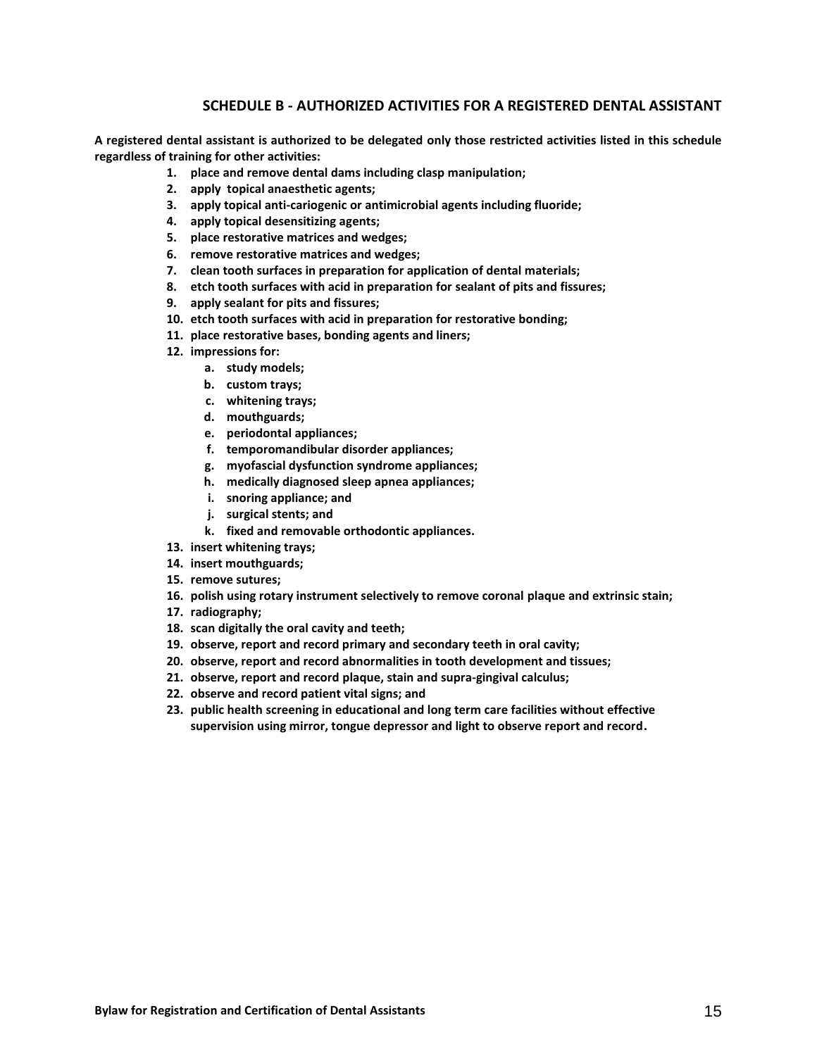## SCHEDULE B - AUTHORIZED ACTIVITIES FOR A REGISTERED DENTAL ASSISTANT

**A registered dental assistant is authorized to be delegated only those restricted activities listed in this schedule regardless of training for other activities:**

1. **place and remove dental dams including clasp manipulation;**
2. **apply topical anaesthetic agents;**
3. **apply topical anti-cariogenic or antimicrobial agents including fluoride;**
4. **apply topical desensitizing agents;**
5. **place restorative matrices and wedges;**
6. **remove restorative matrices and wedges;**
7. **clean tooth surfaces in preparation for application of dental materials;**
8. **etch tooth surfaces with acid in preparation for sealant of pits and fissures;**
9. **apply sealant for pits and fissures;**
10. **etch tooth surfaces with acid in preparation for restorative bonding;**
11. **place restorative bases, bonding agents and liners;**
12. **impressions for:**
    a. **study models;**
    b. **custom trays;**
    c. **whitening trays;**
    d. **mouthguards;**
    e. **periodontal appliances;**
    f. **temporomandibular disorder appliances;**
    g. **myofascial dysfunction syndrome appliances;**
    h. **medically diagnosed sleep apnea appliances;**
    i. **snoring appliance; and**
    j. **surgical stents; and**
    k. **fixed and removable orthodontic appliances.**
13. **insert whitening trays;**
14. **insert mouthguards;**
15. **remove sutures;**
16. **polish using rotary instrument selectively to remove coronal plaque and extrinsic stain;**
17. **radiography;**
18. **scan digitally the oral cavity and teeth;**
19. **observe, report and record primary and secondary teeth in oral cavity;**
20. **observe, report and record abnormalities in tooth development and tissues;**
21. **observe, report and record plaque, stain and supra-gingival calculus;**
22. **observe and record patient vital signs; and**
23. **public health screening in educational and long term care facilities without effective supervision using mirror, tongue depressor and light to observe report and record.**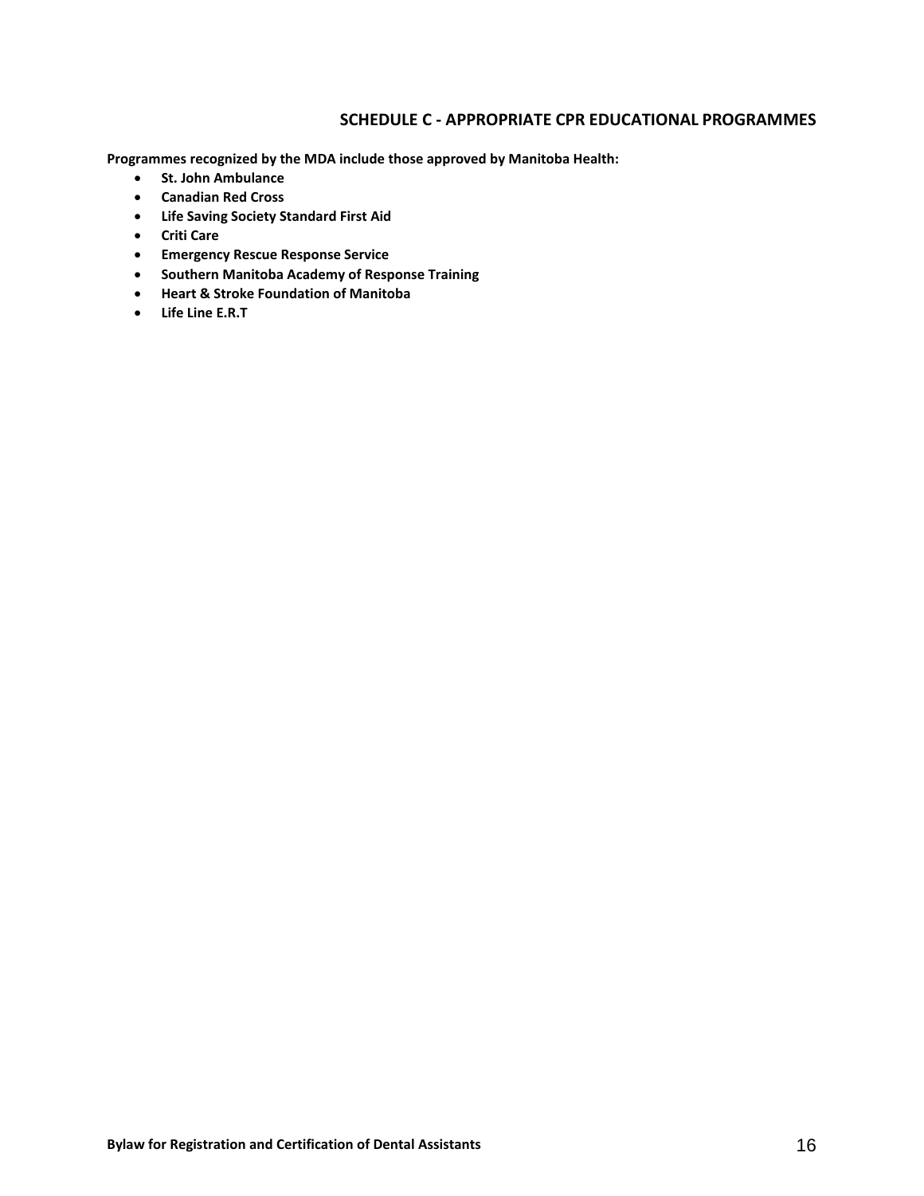## SCHEDULE C - APPROPRIATE CPR EDUCATIONAL PROGRAMMES

**Programmes recognized by the MDA include those approved by Manitoba Health:**

- **St. John Ambulance**
- **Canadian Red Cross**
- **Life Saving Society Standard First Aid**
- **Criti Care**
- **Emergency Rescue Response Service**
- **Southern Manitoba Academy of Response Training**
- **Heart & Stroke Foundation of Manitoba**
- **Life Line E.R.T**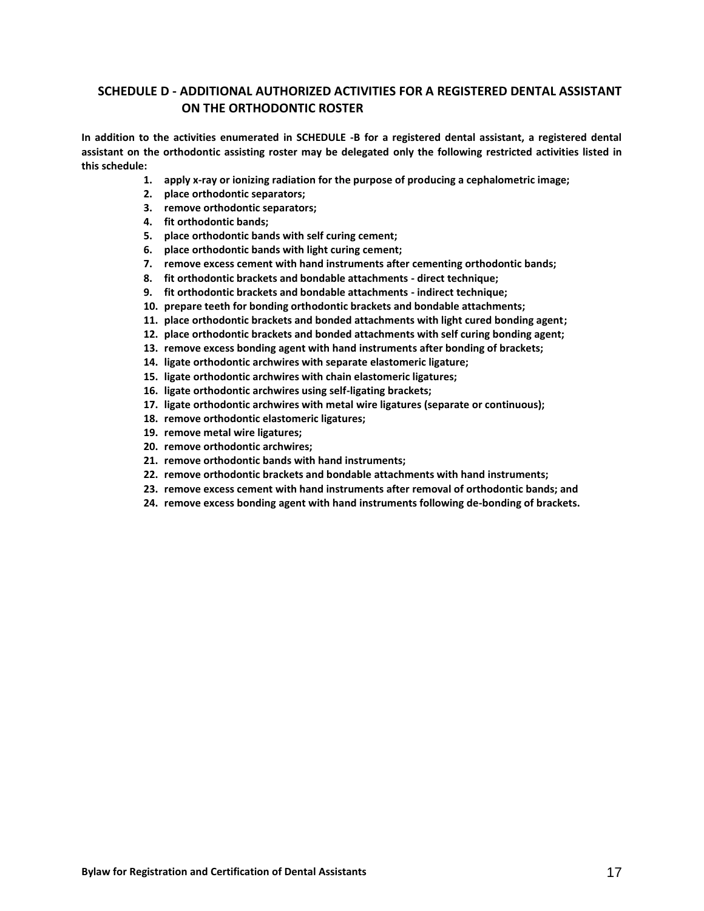## SCHEDULE D - ADDITIONAL AUTHORIZED ACTIVITIES FOR A REGISTERED DENTAL ASSISTANT ON THE ORTHODONTIC ROSTER

**In addition to the activities enumerated in SCHEDULE -B for a registered dental assistant, a registered dental assistant on the orthodontic assisting roster may be delegated only the following restricted activities listed in this schedule:**

1. **apply x-ray or ionizing radiation for the purpose of producing a cephalometric image;**
2. **place orthodontic separators;**
3. **remove orthodontic separators;**
4. **fit orthodontic bands;**
5. **place orthodontic bands with self curing cement;**
6. **place orthodontic bands with light curing cement;**
7. **remove excess cement with hand instruments after cementing orthodontic bands;**
8. **fit orthodontic brackets and bondable attachments - direct technique;**
9. **fit orthodontic brackets and bondable attachments - indirect technique;**
10. **prepare teeth for bonding orthodontic brackets and bondable attachments;**
11. **place orthodontic brackets and bonded attachments with light cured bonding agent;**
12. **place orthodontic brackets and bonded attachments with self curing bonding agent;**
13. **remove excess bonding agent with hand instruments after bonding of brackets;**
14. **ligate orthodontic archwires with separate elastomeric ligature;**
15. **ligate orthodontic archwires with chain elastomeric ligatures;**
16. **ligate orthodontic archwires using self-ligating brackets;**
17. **ligate orthodontic archwires with metal wire ligatures (separate or continuous);**
18. **remove orthodontic elastomeric ligatures;**
19. **remove metal wire ligatures;**
20. **remove orthodontic archwires;**
21. **remove orthodontic bands with hand instruments;**
22. **remove orthodontic brackets and bondable attachments with hand instruments;**
23. **remove excess cement with hand instruments after removal of orthodontic bands; and**
24. **remove excess bonding agent with hand instruments following de-bonding of brackets.**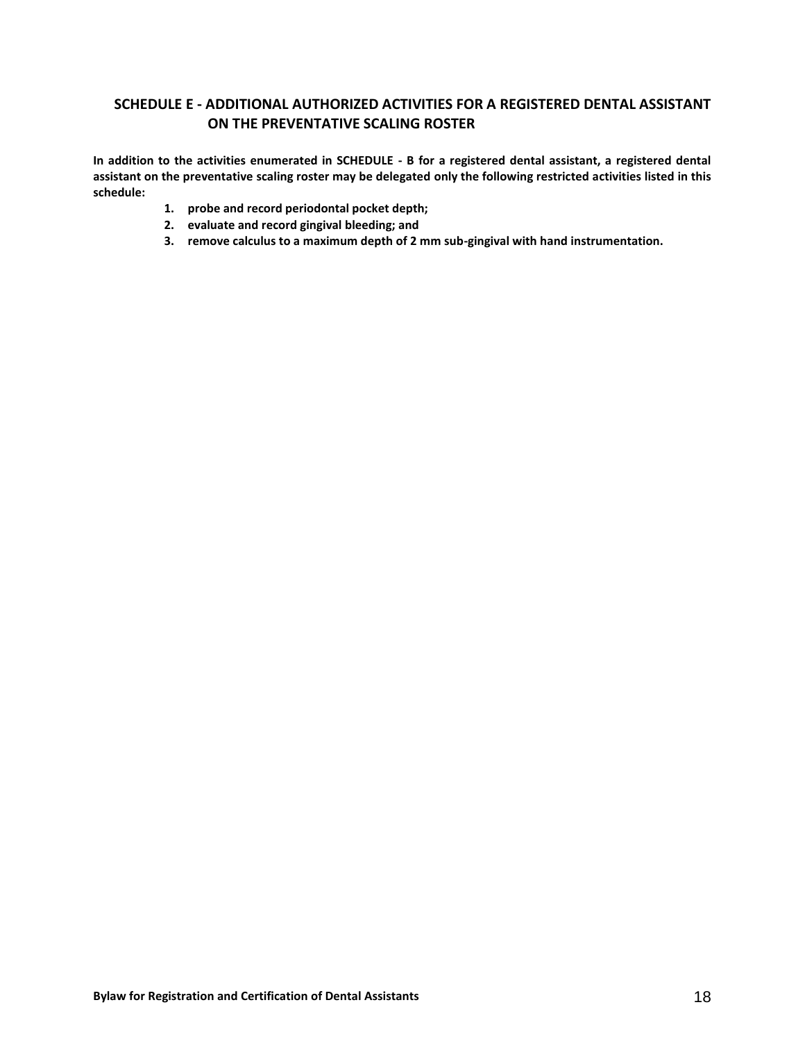## SCHEDULE E - ADDITIONAL AUTHORIZED ACTIVITIES FOR A REGISTERED DENTAL ASSISTANT ON THE PREVENTATIVE SCALING ROSTER

**In addition to the activities enumerated in SCHEDULE - B for a registered dental assistant, a registered dental assistant on the preventative scaling roster may be delegated only the following restricted activities listed in this schedule:**

1. **probe and record periodontal pocket depth;**
2. **evaluate and record gingival bleeding; and**
3. **remove calculus to a maximum depth of 2 mm sub-gingival with hand instrumentation.**